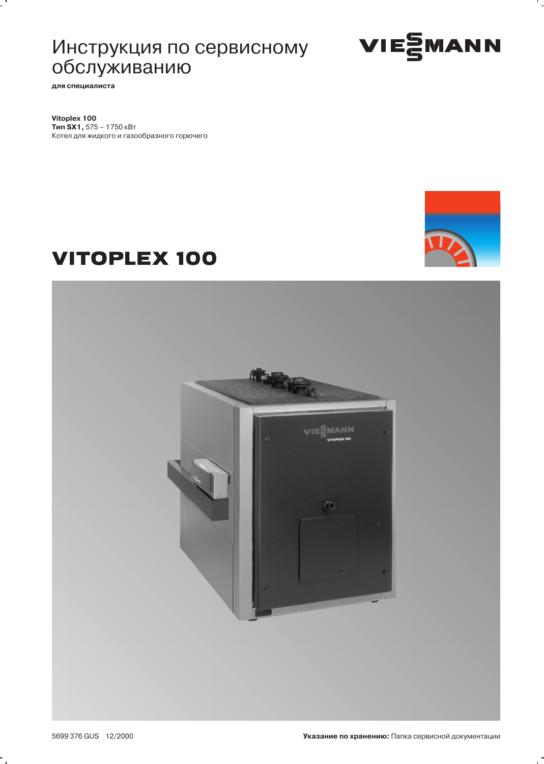# Инструкция по сервисному обслуживанию

**для специалиста**

**Vitoplex 100**
**Тип SX1,** 575 – 1750 кВт
Котел для жидкого и газообразного горючего

# VITOPLEX 100

5699 376 GUS 12/2000

**Указание по хранению:** Папка сервисной документации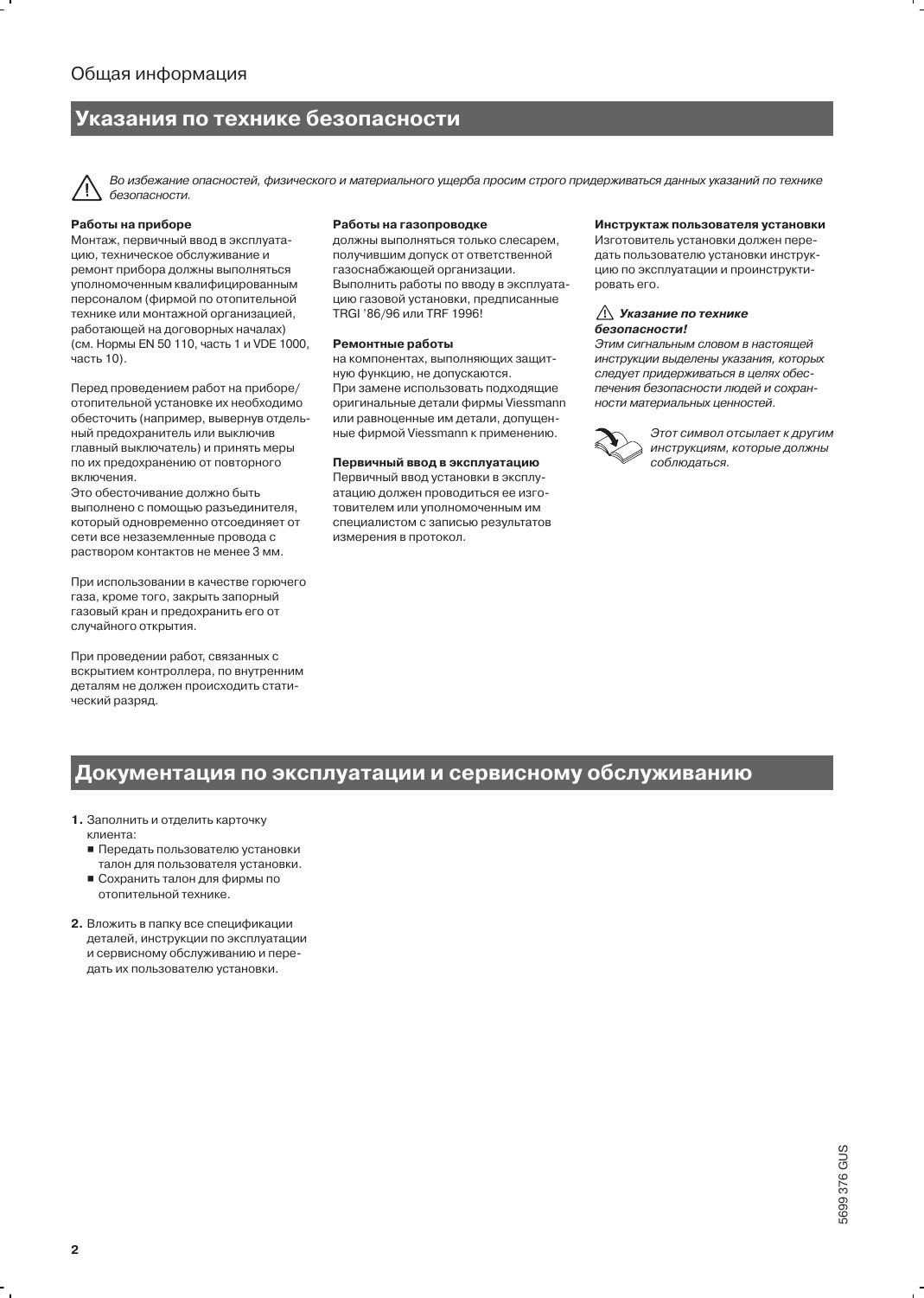# Указания по технике безопасности

⚠ *Во избежание опасностей, физического и материального ущерба просим строго придерживаться данных указаний по технике безопасности.*

**Работы на приборе**

Монтаж, первичный ввод в эксплуатацию, техническое обслуживание и ремонт прибора должны выполняться уполномоченным квалифицированным персоналом (фирмой по отопительной технике или монтажной организацией, работающей на договорных началах) (см. Нормы EN 50 110, часть 1 и VDE 1000, часть 10).

Перед проведением работ на приборе/отопительной установке их необходимо обесточить (например, вывернув отдельный предохранитель или выключив главный выключатель) и принять меры по их предохранению от повторного включения.

Это обесточивание должно быть выполнено с помощью разъединителя, который одновременно отсоединяет от сети все незаземленные провода с раствором контактов не менее 3 мм.

При использовании в качестве горючего газа, кроме того, закрыть запорный газовый кран и предохранить его от случайного открытия.

При проведении работ, связанных с вскрытием контроллера, по внутренним деталям не должен происходить статический разряд.

**Работы на газопроводке**

должны выполняться только слесарем, получившим допуск от ответственной газоснабжающей организации. Выполнить работы по вводу в эксплуатацию газовой установки, предписанные TRGI '86/96 или TRF 1996!

**Ремонтные работы**

на компонентах, выполняющих защитную функцию, не допускаются.
При замене использовать подходящие оригинальные детали фирмы Viessmann или равноценные им детали, допущенные фирмой Viessmann к применению.

**Первичный ввод в эксплуатацию**

Первичный ввод установки в эксплуатацию должен проводиться ее изготовителем или уполномоченным им специалистом с записью результатов измерения в протокол.

**Инструктаж пользователя установки**

Изготовитель установки должен передать пользователю установки инструкцию по эксплуатации и проинструктировать его.

⚠ ***Указание по технике безопасности!***

*Этим сигнальным словом в настоящей инструкции выделены указания, которых следует придерживаться в целях обеспечения безопасности людей и сохранности материальных ценностей.*

*Этот символ отсылает к другим инструкциям, которые должны соблюдаться.*

# Документация по эксплуатации и сервисному обслуживанию

1. Заполнить и отделить карточку клиента:
   - Передать пользователю установки талон для пользователя установки.
   - Сохранить талон для фирмы по отопительной технике.

2. Вложить в папку все спецификации деталей, инструкции по эксплуатации и сервисному обслуживанию и передать их пользователю установки.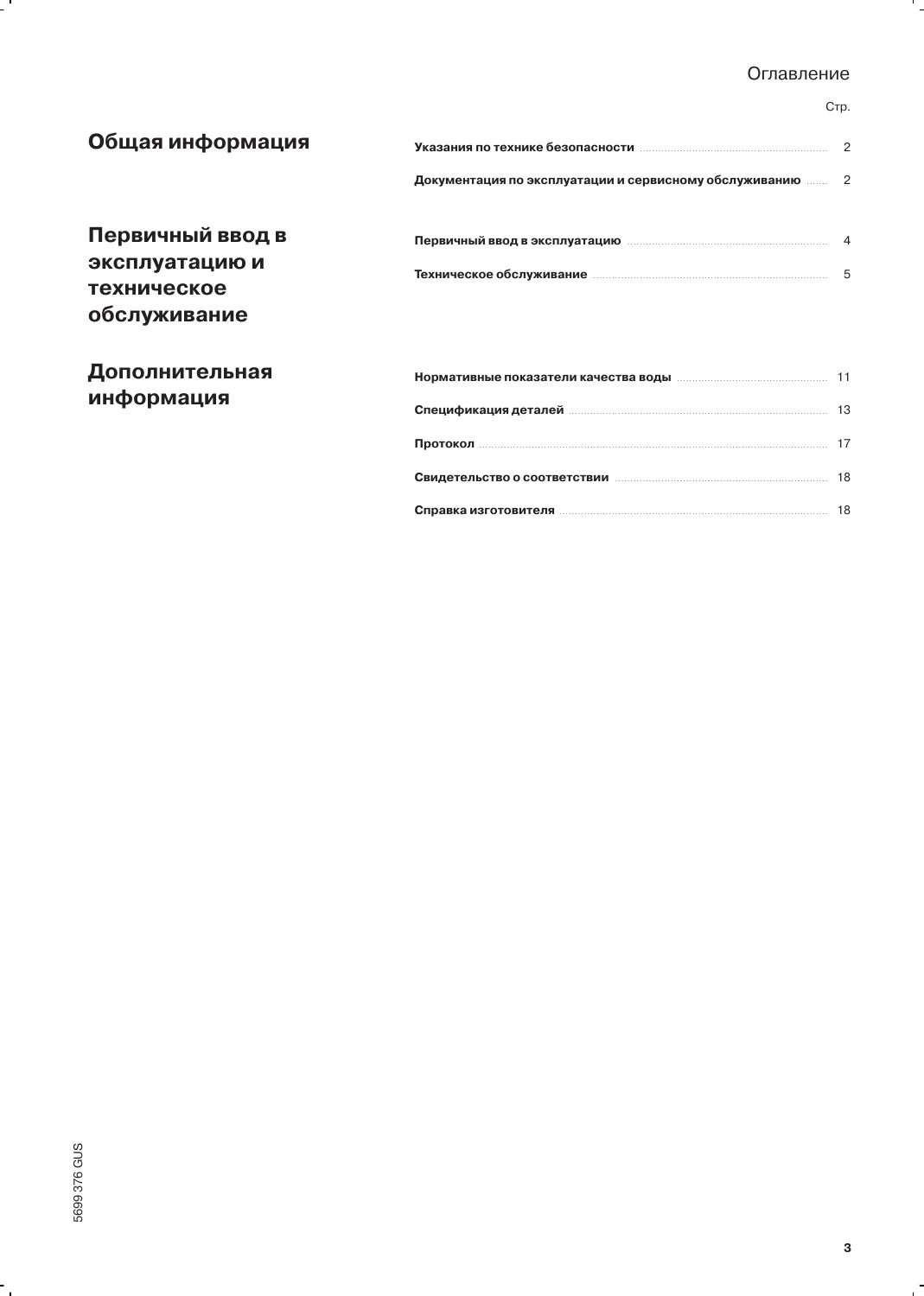# Оглавление

| | | Стр. |
|---|---|---|
| **Общая информация** | **Указания по технике безопасности** | 2 |
| | **Документация по эксплуатации и сервисному обслуживанию** | 2 |
| **Первичный ввод в эксплуатацию и техническое обслуживание** | **Первичный ввод в эксплуатацию** | 4 |
| | **Техническое обслуживание** | 5 |
| **Дополнительная информация** | **Нормативные показатели качества воды** | 11 |
| | **Спецификация деталей** | 13 |
| | **Протокол** | 17 |
| | **Свидетельство о соответствии** | 18 |
| | **Справка изготовителя** | 18 |

5699 376 GUS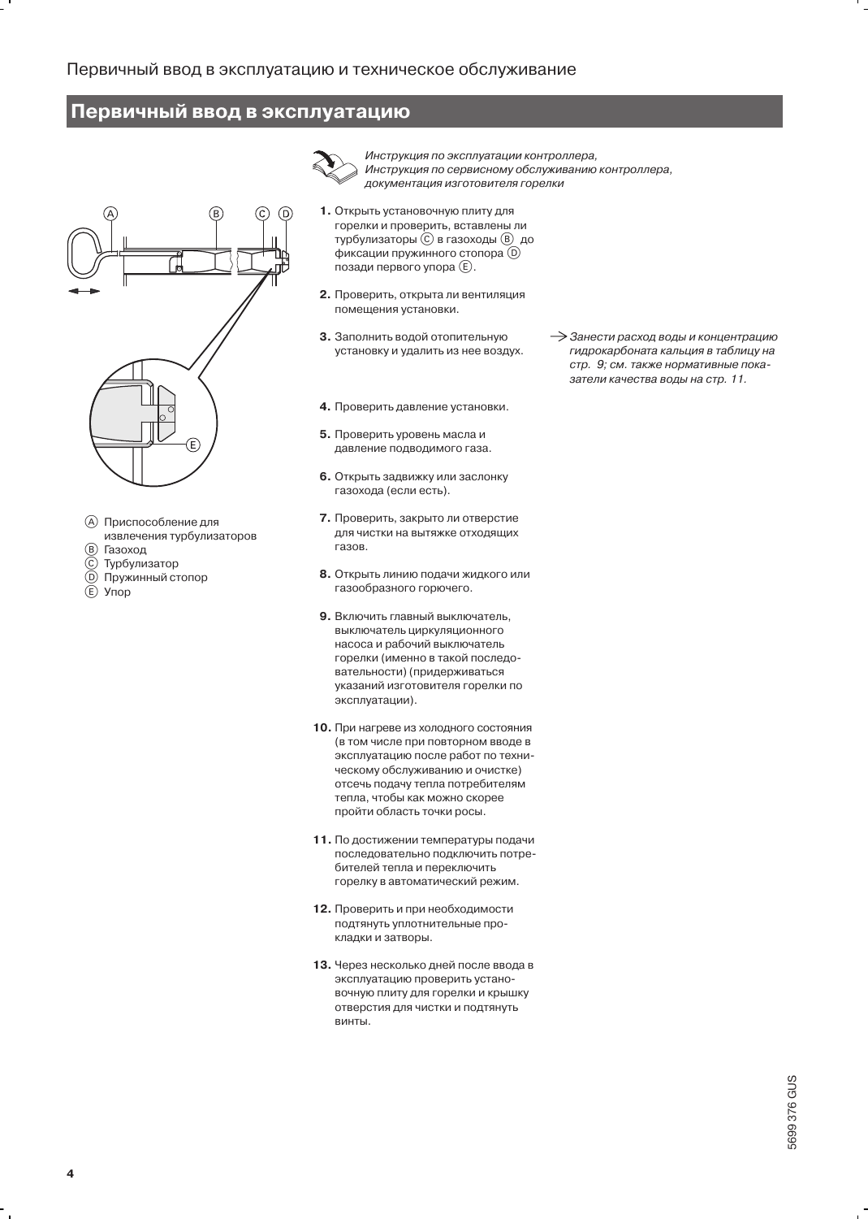## Первичный ввод в эксплуатацию

*Инструкция по эксплуатации контроллера,*
*Инструкция по сервисному обслуживанию контроллера,*
*документация изготовителя горелки*

Ⓐ Приспособление для извлечения турбулизаторов
Ⓑ Газоход
Ⓒ Турбулизатор
Ⓓ Пружинный стопор
Ⓔ Упор

1. Открыть установочную плиту для горелки и проверить, вставлены ли турбулизаторы Ⓒ в газоходы Ⓑ до фиксации пружинного стопора Ⓓ позади первого упора Ⓔ.
2. Проверить, открыта ли вентиляция помещения установки.
3. Заполнить водой отопительную установку и удалить из нее воздух.

   → *Занести расход воды и концентрацию гидрокарбоната кальция в таблицу на стр. 9; см. также нормативные показатели качества воды на стр. 11.*
4. Проверить давление установки.
5. Проверить уровень масла и давление подводимого газа.
6. Открыть задвижку или заслонку газохода (если есть).
7. Проверить, закрыто ли отверстие для чистки на вытяжке отходящих газов.
8. Открыть линию подачи жидкого или газообразного горючего.
9. Включить главный выключатель, выключатель циркуляционного насоса и рабочий выключатель горелки (именно в такой последовательности) (придерживаться указаний изготовителя горелки по эксплуатации).
10. При нагреве из холодного состояния (в том числе при повторном вводе в эксплуатацию после работ по техническому обслуживанию и очистке) отсечь подачу тепла потребителям тепла, чтобы как можно скорее пройти область точки росы.
11. По достижении температуры подачи последовательно подключить потребителей тепла и переключить горелку в автоматический режим.
12. Проверить и при необходимости подтянуть уплотнительные прокладки и затворы.
13. Через несколько дней после ввода в эксплуатацию проверить установочную плиту для горелки и крышку отверстия для чистки и подтянуть винты.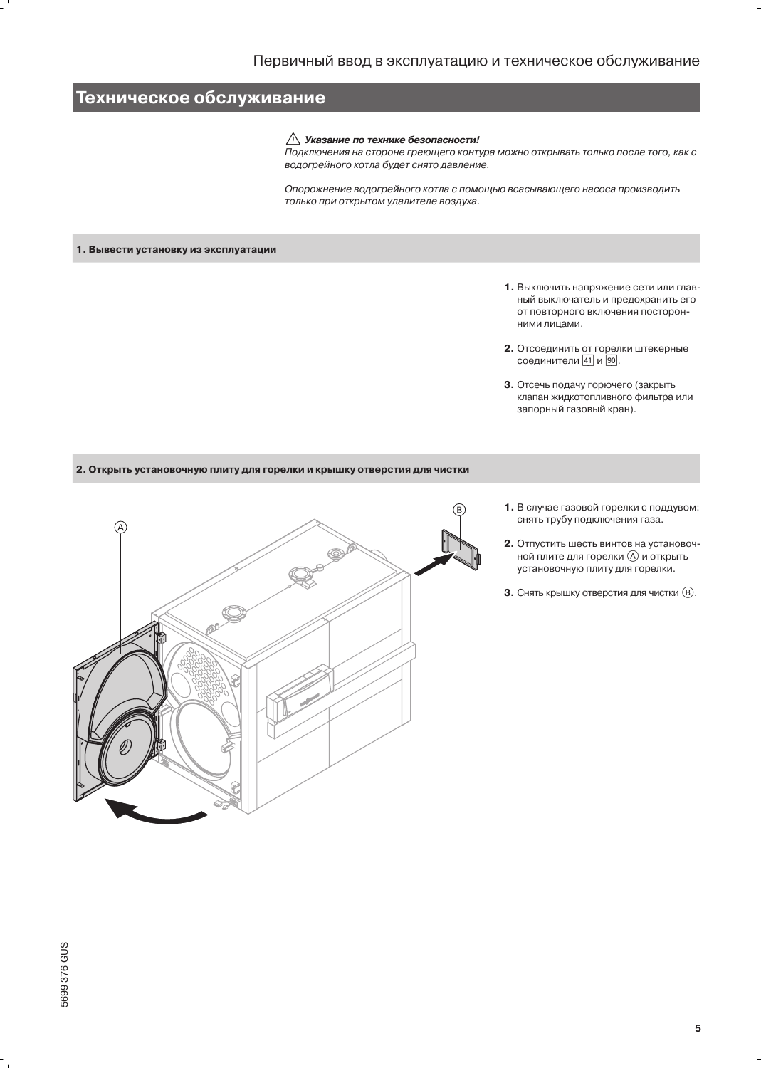# Техническое обслуживание

⚠ ***Указание по технике безопасности!***
*Подключения на стороне греющего контура можно открывать только после того, как с водогрейного котла будет снято давление.*

*Опорожнение водогрейного котла с помощью всасывающего насоса производить только при открытом удалителе воздуха.*

## 1. Вывести установку из эксплуатации

**1.** Выключить напряжение сети или главный выключатель и предохранить его от повторного включения посторонними лицами.

**2.** Отсоединить от горелки штекерные соединители [41] и [90].

**3.** Отсечь подачу горючего (закрыть клапан жидкотопливного фильтра или запорный газовый кран).

## 2. Открыть установочную плиту для горелки и крышку отверстия для чистки

**1.** В случае газовой горелки с поддувом: снять трубу подключения газа.

**2.** Отпустить шесть винтов на установочной плите для горелки (A) и открыть установочную плиту для горелки.

**3.** Снять крышку отверстия для чистки (B).

5699 376 GUS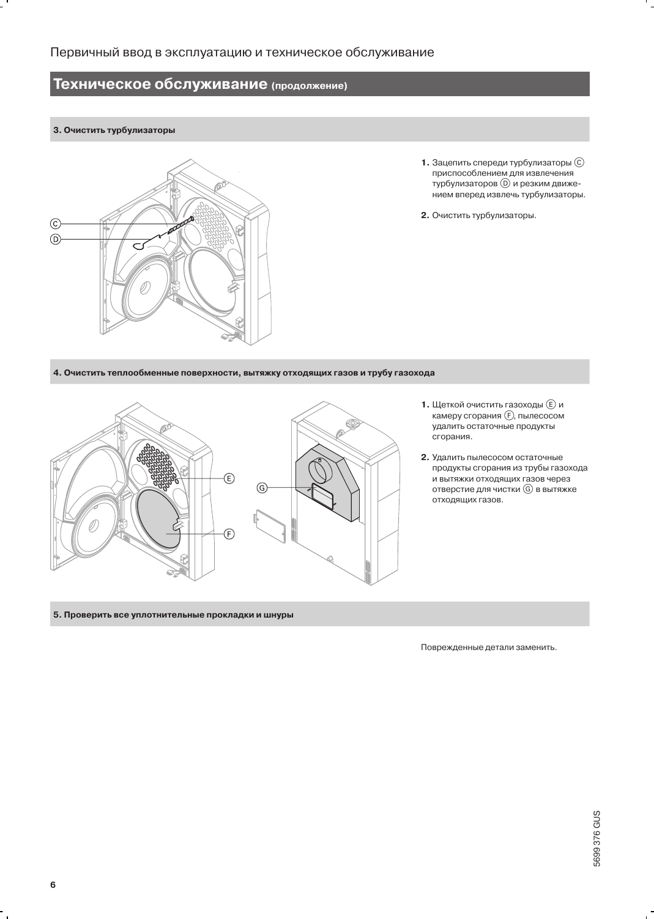## Техническое обслуживание (продолжение)

### 3. Очистить турбулизаторы

1. Зацепить спереди турбулизаторы Ⓒ приспособлением для извлечения турбулизаторов Ⓓ и резким движением вперед извлечь турбулизаторы.

2. Очистить турбулизаторы.

### 4. Очистить теплообменные поверхности, вытяжку отходящих газов и трубу газохода

1. Щеткой очистить газоходы Ⓔ и камеру сгорания Ⓕ, пылесосом удалить остаточные продукты сгорания.

2. Удалить пылесосом остаточные продукты сгорания из трубы газохода и вытяжки отходящих газов через отверстие для чистки Ⓖ в вытяжке отходящих газов.

### 5. Проверить все уплотнительные прокладки и шнуры

Поврежденные детали заменить.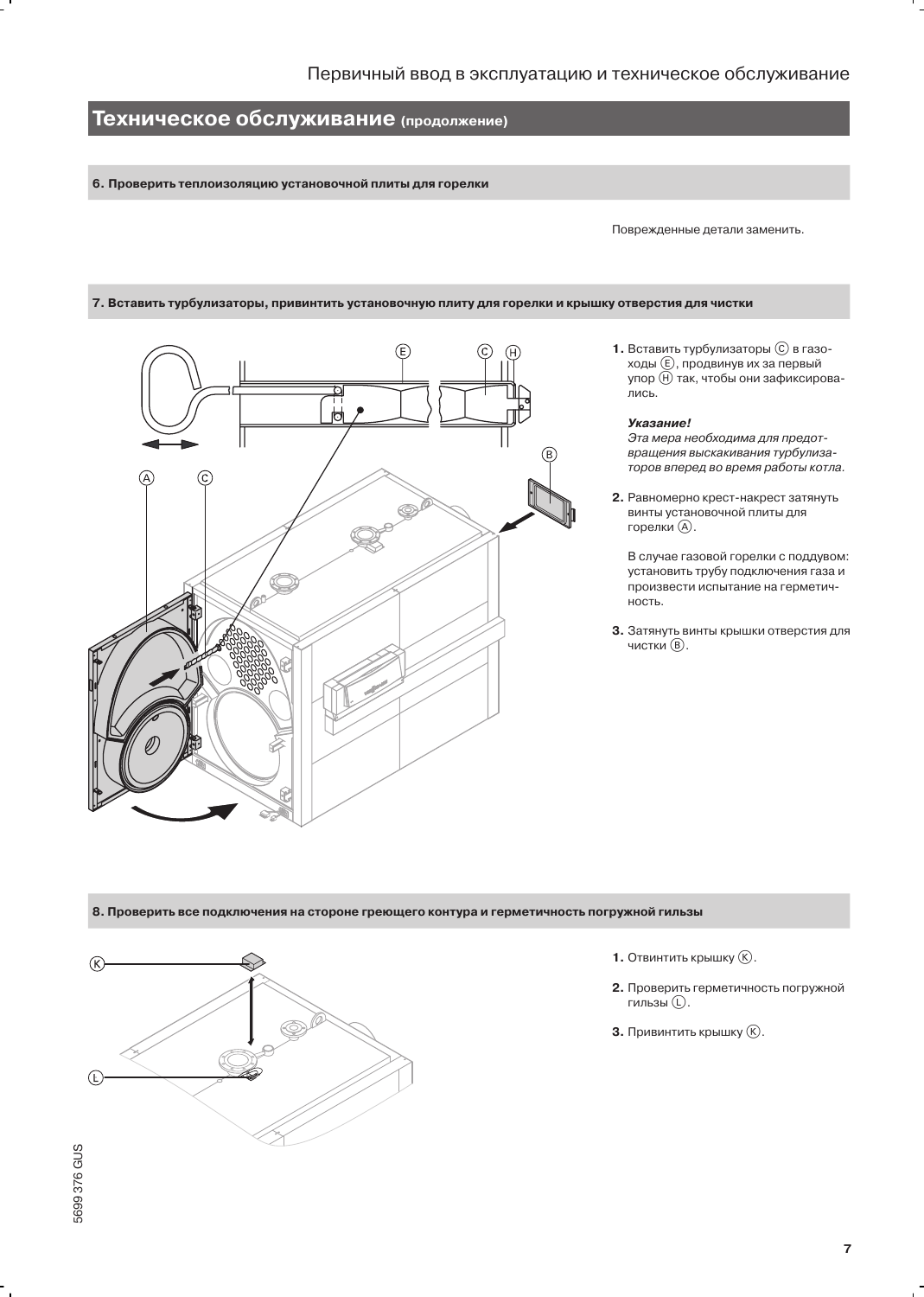## Техническое обслуживание (продолжение)

### 6. Проверить теплоизоляцию установочной плиты для горелки

Поврежденные детали заменить.

### 7. Вставить турбулизаторы, привинтить установочную плиту для горелки и крышку отверстия для чистки

1. Вставить турбулизаторы Ⓒ в газоходы Ⓔ, продвинув их за первый упор Ⓗ так, чтобы они зафиксировались.

   ***Указание!***
   *Эта мера необходима для предотвращения выскакивания турбулизаторов вперед во время работы котла.*

2. Равномерно крест-накрест затянуть винты установочной плиты для горелки Ⓐ.

   В случае газовой горелки с поддувом: установить трубу подключения газа и произвести испытание на герметичность.

3. Затянуть винты крышки отверстия для чистки Ⓑ.

### 8. Проверить все подключения на стороне греющего контура и герметичность погружной гильзы

1. Отвинтить крышку Ⓚ.
2. Проверить герметичность погружной гильзы Ⓛ.
3. Привинтить крышку Ⓚ.

5699 376 GUS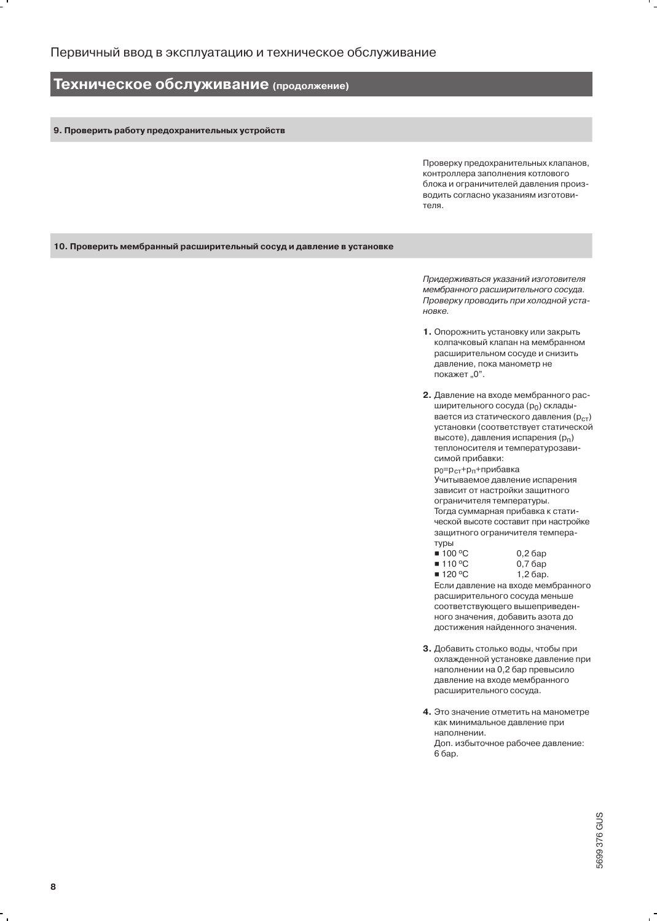# Техническое обслуживание (продолжение)

## 9. Проверить работу предохранительных устройств

Проверку предохранительных клапанов, контроллера заполнения котлового блока и ограничителей давления производить согласно указаниям изготовителя.

## 10. Проверить мембранный расширительный сосуд и давление в установке

*Придерживаться указаний изготовителя мембранного расширительного сосуда. Проверку проводить при холодной установке.*

1. Опорожнить установку или закрыть колпачковый клапан на мембранном расширительном сосуде и снизить давление, пока манометр не покажет „0".

2. Давление на входе мембранного расширительного сосуда ($p_0$) складывается из статического давления ($p_{ст}$) установки (соответствует статической высоте), давления испарения ($p_п$) теплоносителя и температурозависимой прибавки:
   $p_0 = p_{ст} + p_п + \text{прибавка}$
   Учитываемое давление испарения зависит от настройки защитного ограничителя температуры.
   Тогда суммарная прибавка к статической высоте составит при настройке защитного ограничителя температуры
   - 100 ºC 0,2 бар
   - 110 ºC 0,7 бар
   - 120 ºC 1,2 бар.

   Если давление на входе мембранного расширительного сосуда меньше соответствующего вышеприведенного значения, добавить азота до достижения найденного значения.

3. Добавить столько воды, чтобы при охлажденной установке давление при наполнении на 0,2 бар превысило давление на входе мембранного расширительного сосуда.

4. Это значение отметить на манометре как минимальное давление при наполнении.
   Доп. избыточное рабочее давление: 6 бар.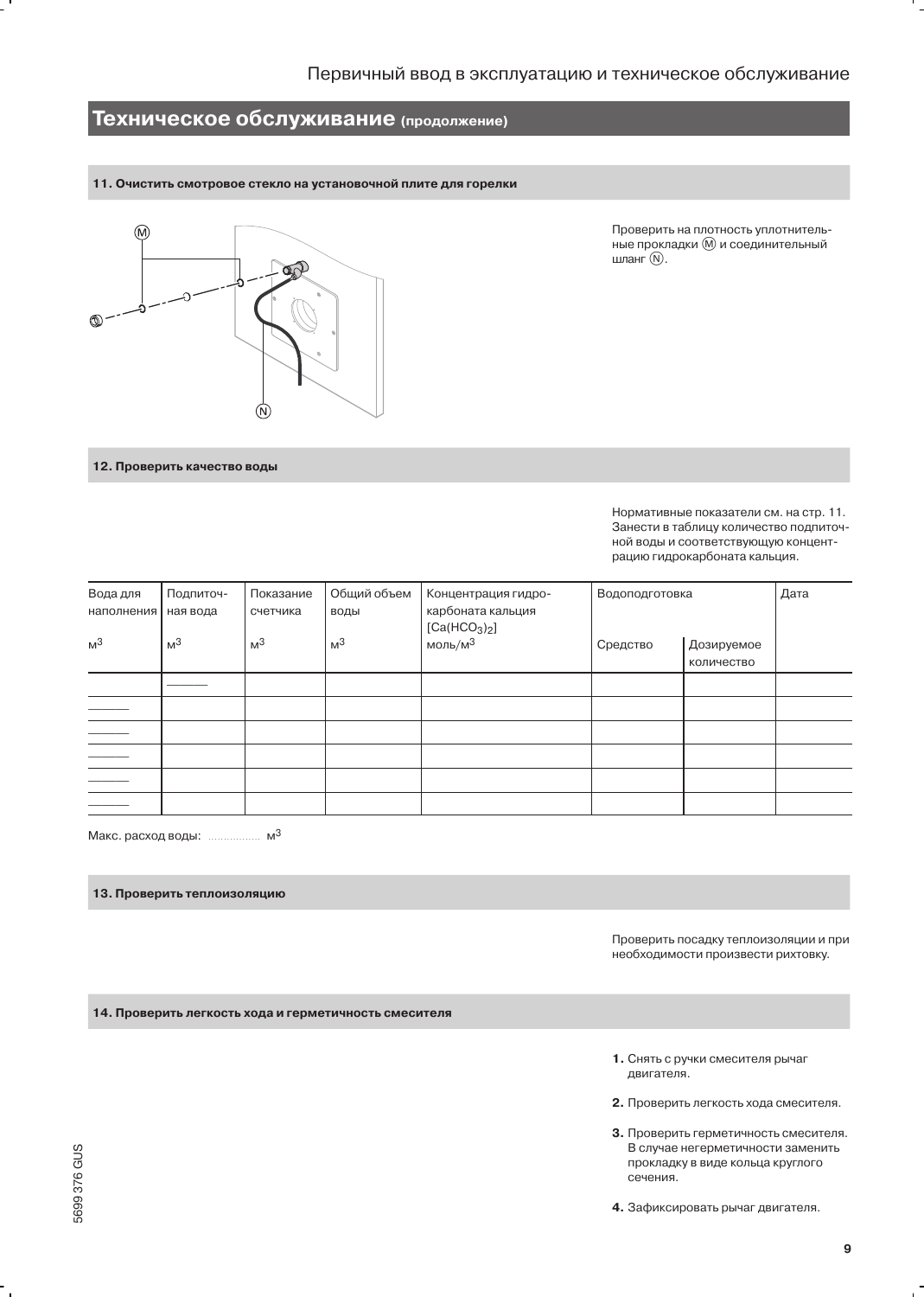## Техническое обслуживание (продолжение)

### 11. Очистить смотровое стекло на установочной плите для горелки

Ⓜ

Ⓝ

Проверить на плотность уплотнительные прокладки Ⓜ и соединительный шланг Ⓝ.

### 12. Проверить качество воды

Нормативные показатели см. на стр. 11. Занести в таблицу количество подпиточной воды и соответствующую концентрацию гидрокарбоната кальция.

| Вода для наполнения $м^3$ | Подпиточная вода $м^3$ | Показание счетчика $м^3$ | Общий объем воды $м^3$ | Концентрация гидрокарбоната кальция $[Ca(HCO_3)_2]$ моль/$м^3$ | Водоподготовка | | Дата |
|---|---|---|---|---|---|---|---|
| | | | | | Средство | Дозируемое количество | |
| | _____ | | | | | | |
| _____ | | | | | | | |
| _____ | | | | | | | |
| _____ | | | | | | | |
| _____ | | | | | | | |
| _____ | | | | | | | |

Макс. расход воды: ............... $м^3$

### 13. Проверить теплоизоляцию

Проверить посадку теплоизоляции и при необходимости произвести рихтовку.

### 14. Проверить легкость хода и герметичность смесителя

1. Снять с ручки смесителя рычаг двигателя.
2. Проверить легкость хода смесителя.
3. Проверить герметичность смесителя. В случае негерметичности заменить прокладку в виде кольца круглого сечения.
4. Зафиксировать рычаг двигателя.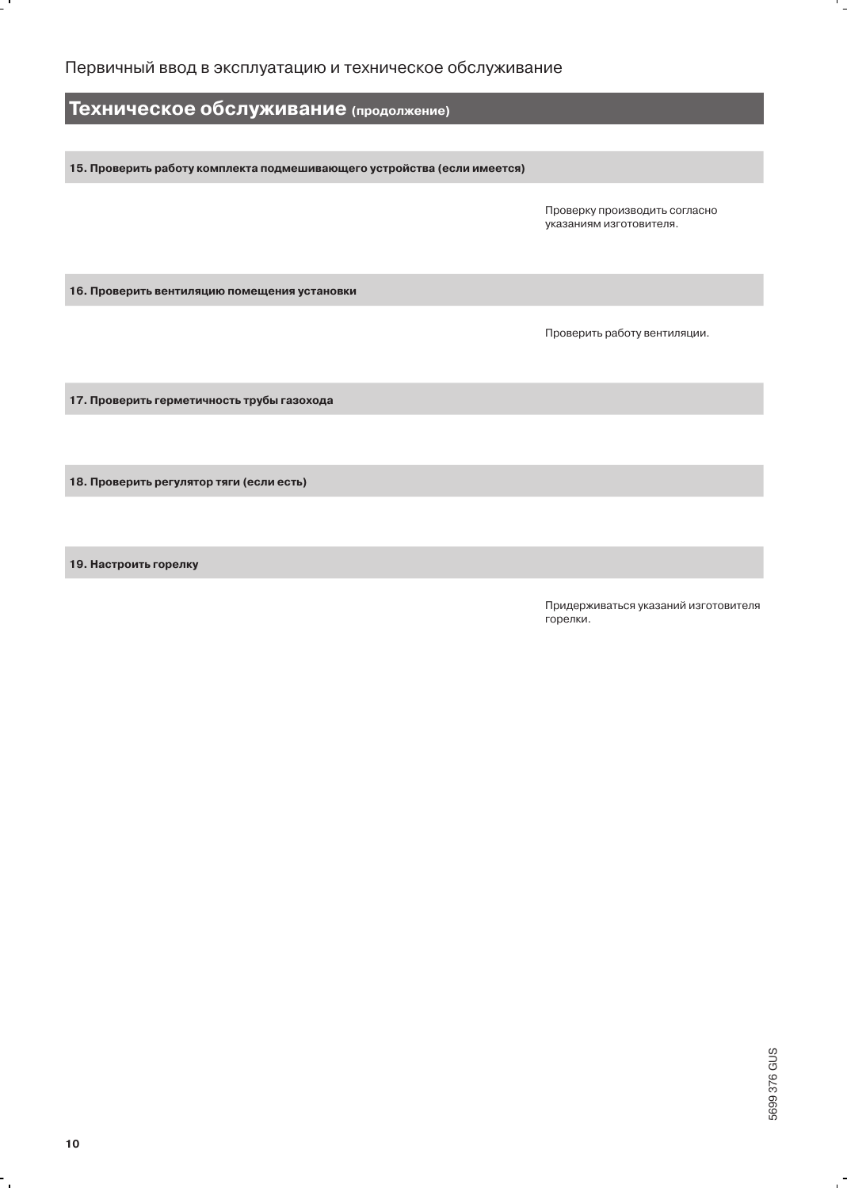## Техническое обслуживание (продолжение)

**15. Проверить работу комплекта подмешивающего устройства (если имеется)**

Проверку производить согласно указаниям изготовителя.

**16. Проверить вентиляцию помещения установки**

Проверить работу вентиляции.

**17. Проверить герметичность трубы газохода**

**18. Проверить регулятор тяги (если есть)**

**19. Настроить горелку**

Придерживаться указаний изготовителя горелки.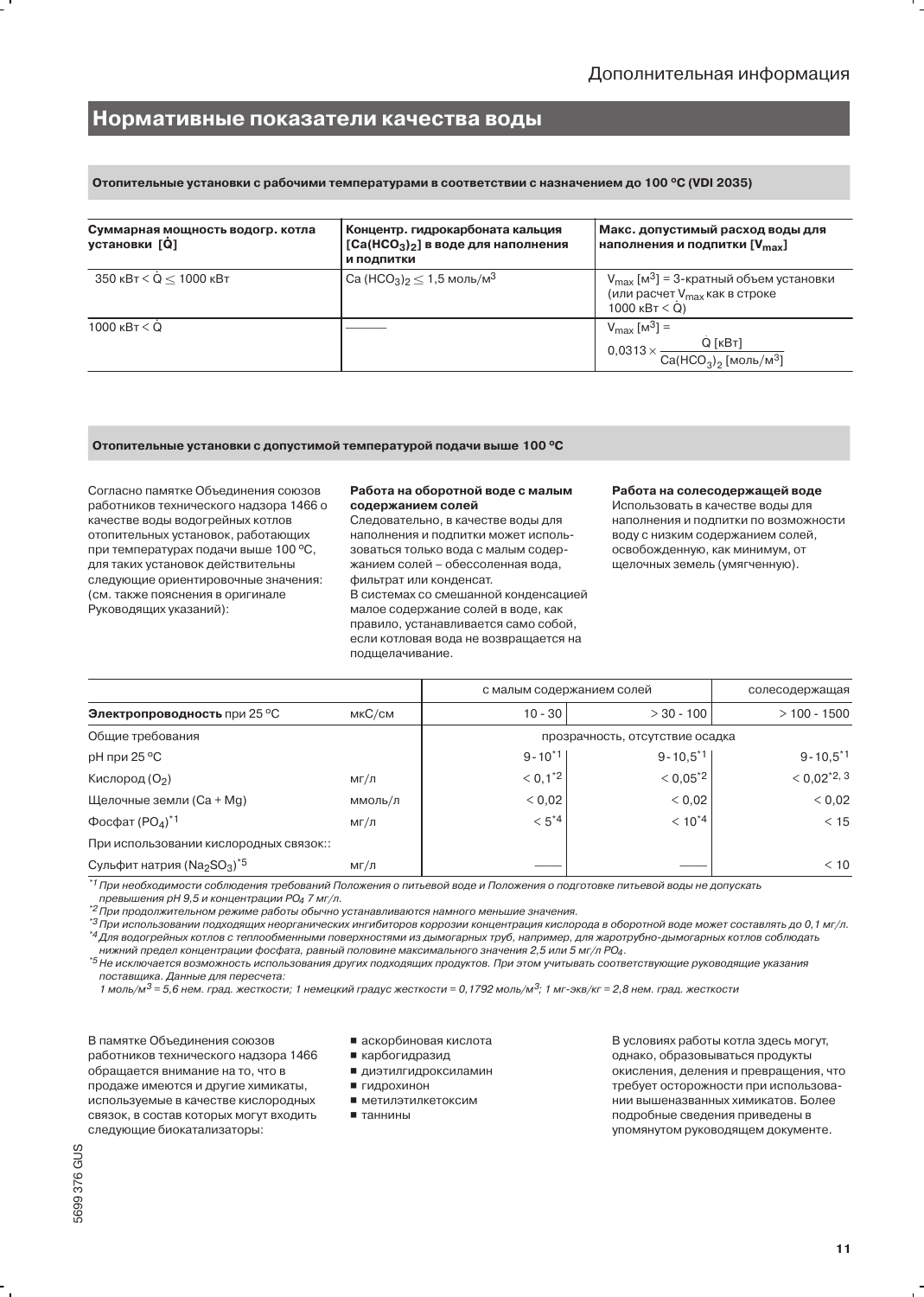## Нормативные показатели качества воды

**Отопительные установки с рабочими температурами в соответствии с назначением до 100 ºC (VDI 2035)**

| Суммарная мощность водогр. котла установки [$\dot{Q}$] | Концентр. гидрокарбоната кальция [$Ca(HCO_3)_2$] в воде для наполнения и подпитки | Макс. допустимый расход воды для наполнения и подпитки [$V_{max}$] |
|---|---|---|
| 350 кВт < $\dot{Q}$ ≤ 1000 кВт | $Ca(HCO_3)_2$ ≤ 1,5 моль/м³ | $V_{max}$ [м³] = 3-кратный объем установки (или расчет $V_{max}$ как в строке 1000 кВт < $\dot{Q}$) |
| 1000 кВт < $\dot{Q}$ | ——— | $V_{max}$ [м³] = $0{,}0313 \times \dfrac{\dot{Q}\ [\text{кВт}]}{Ca(HCO_3)_2\ [\text{моль/м}^3]}$ |

**Отопительные установки с допустимой температурой подачи выше 100 ºC**

Согласно памятке Объединения союзов работников технического надзора 1466 о качестве воды водогрейных котлов отопительных установок, работающих при температурах подачи выше 100 ºC, для таких установок действительны следующие ориентировочные значения: (см. также пояснения в оригинале Руководящих указаний):

**Работа на оборотной воде с малым содержанием солей**
Следовательно, в качестве воды для наполнения и подпитки может использоваться только вода с малым содержанием солей – обессоленная вода, фильтрат или конденсат.
В системах со смешанной конденсацией малое содержание солей в воде, как правило, устанавливается само собой, если котловая вода не возвращается на подщелачивание.

**Работа на солесодержащей воде**
Использовать в качестве воды для наполнения и подпитки по возможности воду с низким содержанием солей, освобожденную, как минимум, от щелочных земель (умягченную).

| | | с малым содержанием солей | | солесодержащая |
|---|---|---|---|---|
| **Электропроводность** при 25 ºC | мкС/см | 10 - 30 | > 30 - 100 | > 100 - 1500 |
| Общие требования | | прозрачность, отсутствие осадка | | |
| pH при 25 ºC | | 9 - 10[*1] | 9 - 10,5[*1] | 9 - 10,5[*1] |
| Кислород ($O_2$) | мг/л | < 0,1[*2] | < 0,05[*2] | < 0,02[*2, 3] |
| Щелочные земли (Ca + Mg) | ммоль/л | < 0,02 | < 0,02 | < 0,02 |
| Фосфат ($PO_4$)[*1] | мг/л | < 5[*4] | < 10[*4] | < 15 |
| При использовании кислородных связок:: | | | | |
| Сульфит натрия ($Na_2SO_3$)[*5] | мг/л | —— | —— | < 10 |

*[*1] При необходимости соблюдения требований Положения о питьевой воде и Положения о подготовке питьевой воды не допускать превышения pH 9,5 и концентрации $PO_4$ 7 мг/л.*
*[*2] При продолжительном режиме работы обычно устанавливаются намного меньшие значения.*
*[*3] При использовании подходящих неорганических ингибиторов коррозии концентрация кислорода в оборотной воде может составлять до 0,1 мг/л.*
*[*4] Для водогрейных котлов с теплообменными поверхностями из дымогарных труб, например, для жаротрубно-дымогарных котлов соблюдать нижний предел концентрации фосфата, равный половине максимального значения 2,5 или 5 мг/л $PO_4$.*
*[*5] Не исключается возможность использования других подходящих продуктов. При этом учитывать соответствующие руководящие указания поставщика. Данные для пересчета:*
*1 моль/м³ = 5,6 нем. град. жесткости; 1 немецкий градус жесткости = 0,1792 моль/м³; 1 мг-экв/кг = 2,8 нем. град. жесткости*

В памятке Объединения союзов работников технического надзора 1466 обращается внимание на то, что в продаже имеются и другие химикаты, используемые в качестве кислородных связок, в состав которых могут входить следующие биокатализаторы:

- аскорбиновая кислота
- карбогидразид
- диэтилгидроксиламин
- гидрохинон
- метилэтилкетоксим
- таннины

В условиях работы котла здесь могут, однако, образовываться продукты окисления, деления и превращения, что требует осторожности при использовании вышеназванных химикатов. Более подробные сведения приведены в упомянутом руководящем документе.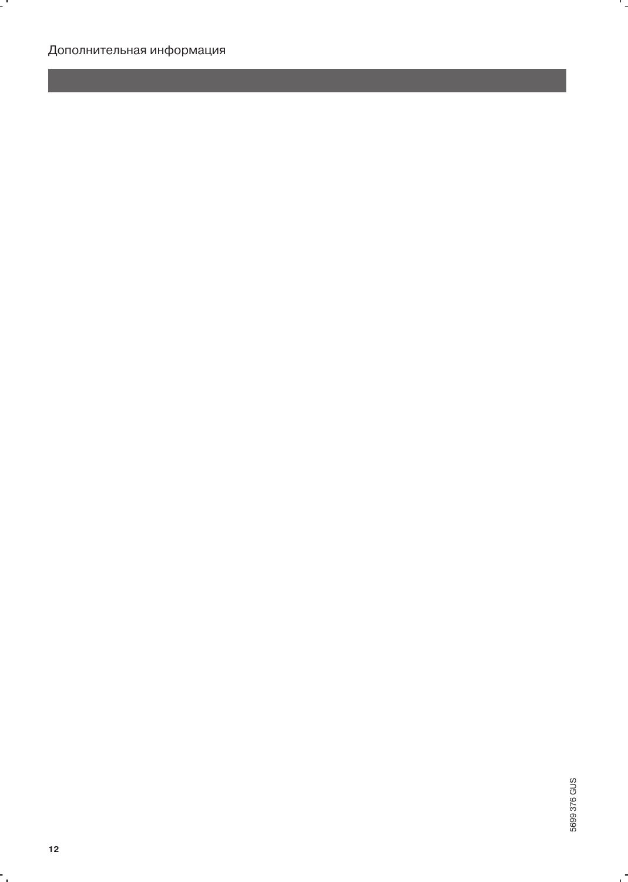# Дополнительная информация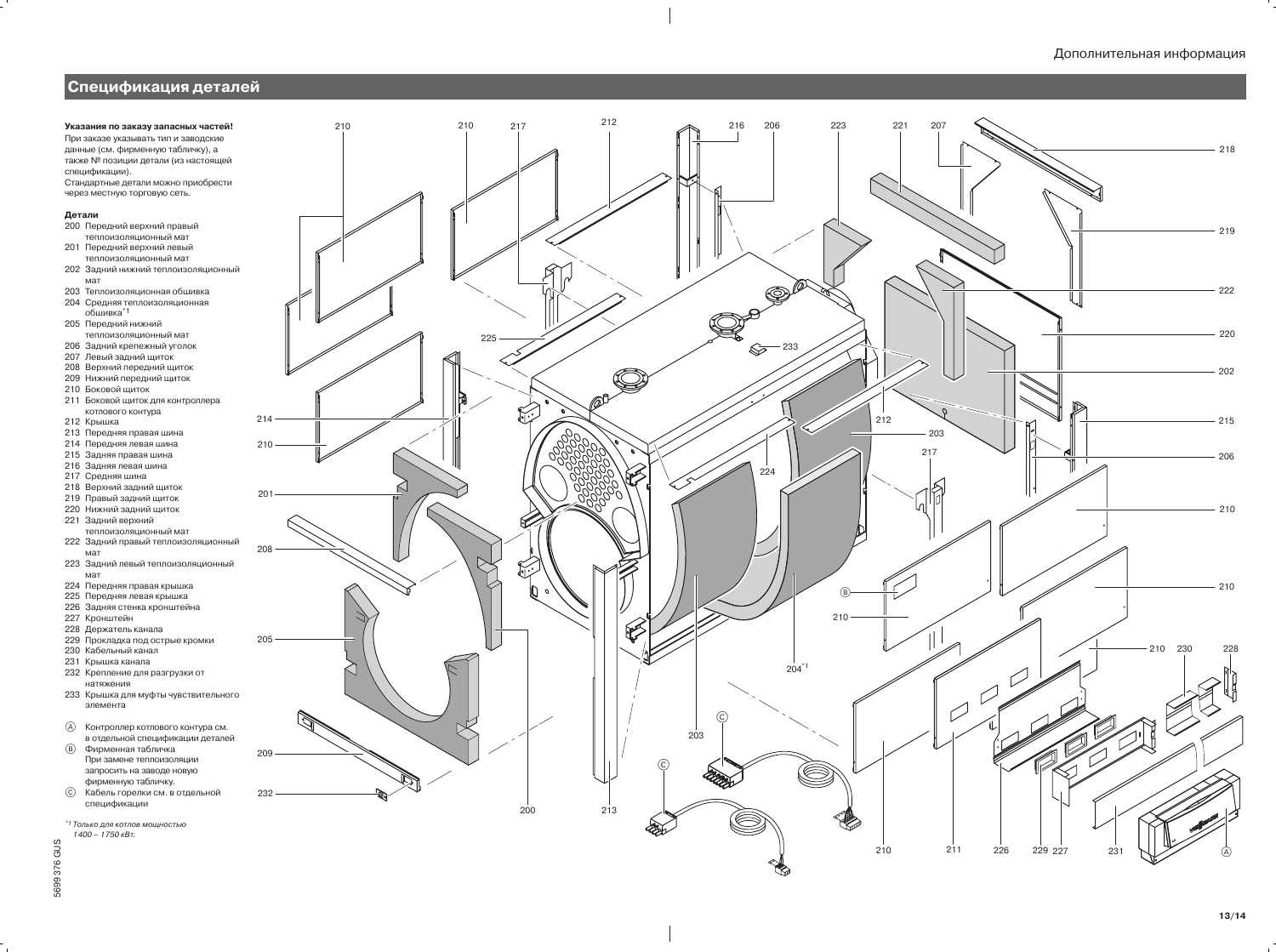## Спецификация деталей

**Указания по заказу запасных частей!**
При заказе указывать тип и заводские данные (см. фирменную табличку), а также № позиции детали (из настоящей спецификации).
Стандартные детали можно приобрести через местную торговую сеть.

**Детали**

200 Передний верхний правый теплоизоляционный мат
201 Передний верхний левый теплоизоляционный мат
202 Задний нижний теплоизоляционный мат
203 Теплоизоляционная обшивка
204 Средняя теплоизоляционная обшивка*1
205 Передний нижний теплоизоляционный мат
206 Задний крепежный уголок
207 Левый задний щиток
208 Верхний передний щиток
209 Нижний передний щиток
210 Боковой щиток
211 Боковой щиток для контроллера котлового контура
212 Крышка
213 Передняя правая шина
214 Передняя левая шина
215 Задняя правая шина
216 Задняя левая шина
217 Средняя шина
218 Верхний задний щиток
219 Правый задний щиток
220 Нижний задний щиток
221 Задний верхний теплоизоляционный мат
222 Задний правый теплоизоляционный мат
223 Задний левый теплоизоляционный мат
224 Передняя правая крышка
225 Передняя левая крышка
226 Задняя стенка кронштейна
227 Кронштейн
228 Держатель канала
229 Прокладка под острые кромки
230 Кабельный канал
231 Крышка канала
232 Крепление для разгрузки от натяжения
233 Крышка для муфты чувствительного элемента

Ⓐ Контроллер котлового контура см. в отдельной спецификации деталей
Ⓑ Фирменная табличка
При замене теплоизоляции запросить на заводе новую фирменную табличку.
Ⓒ Кабель горелки см. в отдельной спецификации

*\*1 Только для котлов мощностью 1400 – 1750 кВт.*

5699 376 GUS

210
210
217
212
216
206
223
221
207
218
219
222
220
202
215
206
210
210
210
230
228
225
233
214
212
203
210
224
217
201
208
Ⓑ
210
205
204*1
203
Ⓒ
Ⓒ
209
232
200
213
210
211
226
229
227
231
Ⓐ